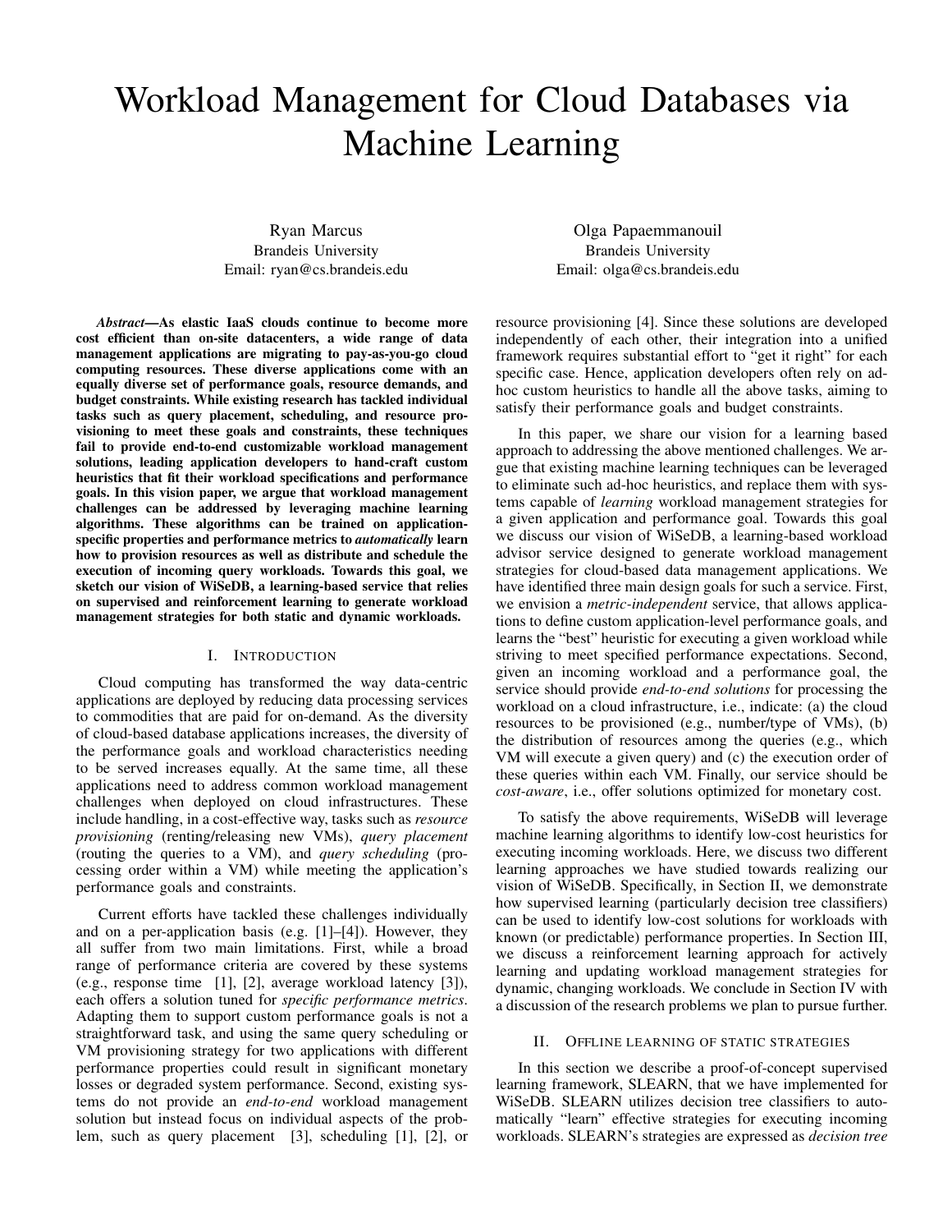# Workload Management for Cloud Databases via Machine Learning

Ryan Marcus
Brandeis University
Email: ryan@cs.brandeis.edu

Olga Papaemmanouil
Brandeis University
Email: olga@cs.brandeis.edu

***Abstract*—As elastic IaaS clouds continue to become more cost efficient than on-site datacenters, a wide range of data management applications are migrating to pay-as-you-go cloud computing resources. These diverse applications come with an equally diverse set of performance goals, resource demands, and budget constraints. While existing research has tackled individual tasks such as query placement, scheduling, and resource provisioning to meet these goals and constraints, these techniques fail to provide end-to-end customizable workload management solutions, leading application developers to hand-craft custom heuristics that fit their workload specifications and performance goals. In this vision paper, we argue that workload management challenges can be addressed by leveraging machine learning algorithms. These algorithms can be trained on application-specific properties and performance metrics to *automatically* learn how to provision resources as well as distribute and schedule the execution of incoming query workloads. Towards this goal, we sketch our vision of WiSeDB, a learning-based service that relies on supervised and reinforcement learning to generate workload management strategies for both static and dynamic workloads.**

## I. Introduction

Cloud computing has transformed the way data-centric applications are deployed by reducing data processing services to commodities that are paid for on-demand. As the diversity of cloud-based database applications increases, the diversity of the performance goals and workload characteristics needing to be served increases equally. At the same time, all these applications need to address common workload management challenges when deployed on cloud infrastructures. These include handling, in a cost-effective way, tasks such as *resource provisioning* (renting/releasing new VMs), *query placement* (routing the queries to a VM), and *query scheduling* (processing order within a VM) while meeting the application's performance goals and constraints.

Current efforts have tackled these challenges individually and on a per-application basis (e.g. [1]–[4]). However, they all suffer from two main limitations. First, while a broad range of performance criteria are covered by these systems (e.g., response time [1], [2], average workload latency [3]), each offers a solution tuned for *specific performance metrics*. Adapting them to support custom performance goals is not a straightforward task, and using the same query scheduling or VM provisioning strategy for two applications with different performance properties could result in significant monetary losses or degraded system performance. Second, existing systems do not provide an *end-to-end* workload management solution but instead focus on individual aspects of the problem, such as query placement [3], scheduling [1], [2], or resource provisioning [4]. Since these solutions are developed independently of each other, their integration into a unified framework requires substantial effort to "get it right" for each specific case. Hence, application developers often rely on ad-hoc custom heuristics to handle all the above tasks, aiming to satisfy their performance goals and budget constraints.

In this paper, we share our vision for a learning based approach to addressing the above mentioned challenges. We argue that existing machine learning techniques can be leveraged to eliminate such ad-hoc heuristics, and replace them with systems capable of *learning* workload management strategies for a given application and performance goal. Towards this goal we discuss our vision of WiSeDB, a learning-based workload advisor service designed to generate workload management strategies for cloud-based data management applications. We have identified three main design goals for such a service. First, we envision a *metric-independent* service, that allows applications to define custom application-level performance goals, and learns the "best" heuristic for executing a given workload while striving to meet specified performance expectations. Second, given an incoming workload and a performance goal, the service should provide *end-to-end solutions* for processing the workload on a cloud infrastructure, i.e., indicate: (a) the cloud resources to be provisioned (e.g., number/type of VMs), (b) the distribution of resources among the queries (e.g., which VM will execute a given query) and (c) the execution order of these queries within each VM. Finally, our service should be *cost-aware*, i.e., offer solutions optimized for monetary cost.

To satisfy the above requirements, WiSeDB will leverage machine learning algorithms to identify low-cost heuristics for executing incoming workloads. Here, we discuss two different learning approaches we have studied towards realizing our vision of WiSeDB. Specifically, in Section II, we demonstrate how supervised learning (particularly decision tree classifiers) can be used to identify low-cost solutions for workloads with known (or predictable) performance properties. In Section III, we discuss a reinforcement learning approach for actively learning and updating workload management strategies for dynamic, changing workloads. We conclude in Section IV with a discussion of the research problems we plan to pursue further.

## II. Offline learning of static strategies

In this section we describe a proof-of-concept supervised learning framework, SLEARN, that we have implemented for WiSeDB. SLEARN utilizes decision tree classifiers to automatically "learn" effective strategies for executing incoming workloads. SLEARN's strategies are expressed as *decision tree*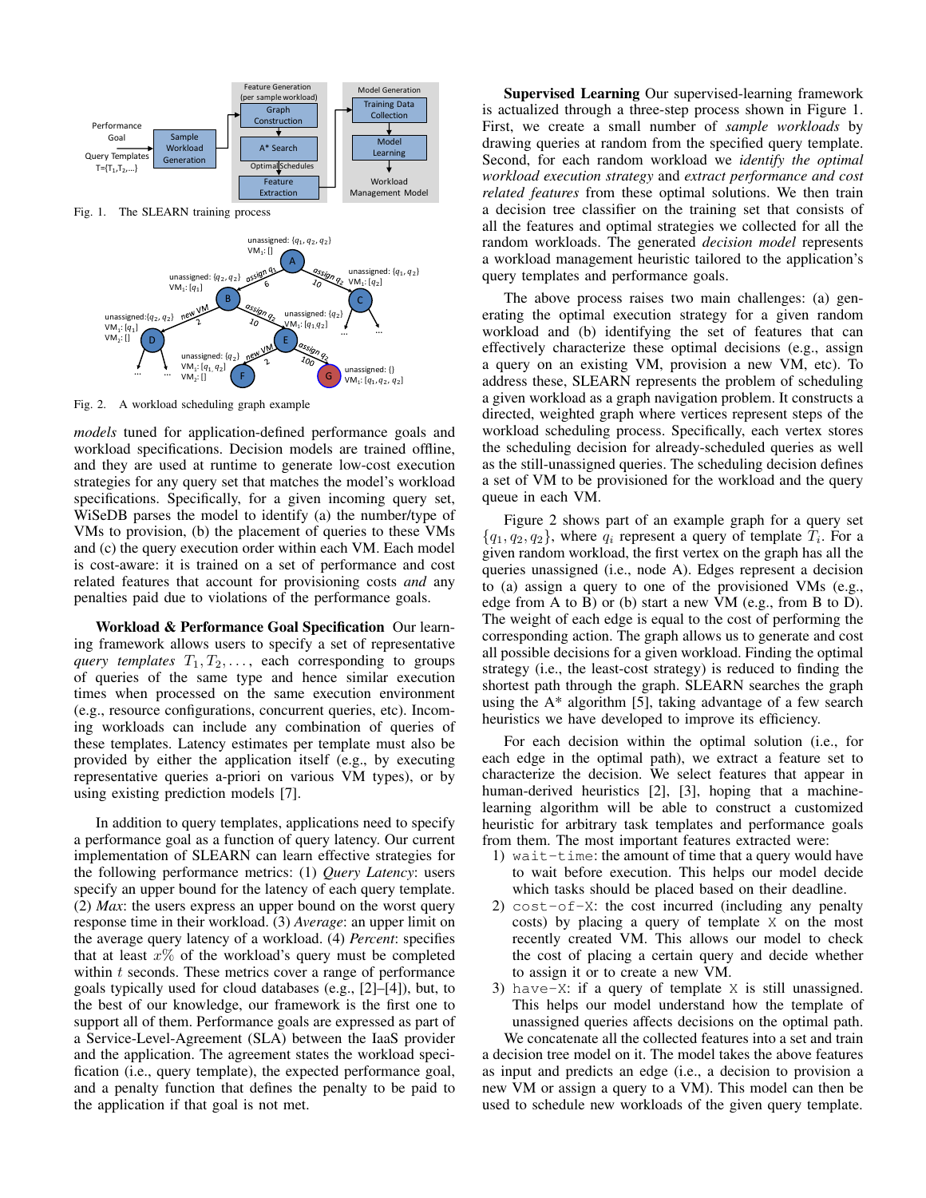Feature Generation (per sample workload)

Graph Construction

A* Search

Optimal Schedules

Feature Extraction

Model Generation

Training Data Collection

Model Learning

Workload Management Model

Performance Goal

Query Templates T={T1,T2,...}

Sample Workload Generation

Fig. 1. The SLEARN training process

unassigned: {q1, q2, q2}
VM1: []

A

assign q1
6

assign q2
10

unassigned: {q2, q2}
VM1: [q1]

B

unassigned: {q1, q2}
VM1: [q2]

C

new VM
2

assign q2
10

unassigned:{q2, q2}
VM1: [q1]
VM2: []

D

unassigned: {q2}
VM1: [q1, q2]

E

new VM
2

assign q2
100

unassigned: {q2}
VM1: [q1, q2]
VM2: []

F

G

unassigned: {}
VM1: [q1, q2, q2]

Fig. 2. A workload scheduling graph example

*models* tuned for application-defined performance goals and workload specifications. Decision models are trained offline, and they are used at runtime to generate low-cost execution strategies for any query set that matches the model's workload specifications. Specifically, for a given incoming query set, WiSeDB parses the model to identify (a) the number/type of VMs to provision, (b) the placement of queries to these VMs and (c) the query execution order within each VM. Each model is cost-aware: it is trained on a set of performance and cost related features that account for provisioning costs *and* any penalties paid due to violations of the performance goals.

**Workload & Performance Goal Specification** Our learning framework allows users to specify a set of representative *query templates* $T_1, T_2, \ldots$, each corresponding to groups of queries of the same type and hence similar execution times when processed on the same execution environment (e.g., resource configurations, concurrent queries, etc). Incoming workloads can include any combination of queries of these templates. Latency estimates per template must also be provided by either the application itself (e.g., by executing representative queries a-priori on various VM types), or by using existing prediction models [7].

In addition to query templates, applications need to specify a performance goal as a function of query latency. Our current implementation of SLEARN can learn effective strategies for the following performance metrics: (1) *Query Latency*: users specify an upper bound for the latency of each query template. (2) *Max*: the users express an upper bound on the worst query response time in their workload. (3) *Average*: an upper limit on the average query latency of a workload. (4) *Percent*: specifies that at least $x\%$ of the workload's query must be completed within $t$ seconds. These metrics cover a range of performance goals typically used for cloud databases (e.g., [2]–[4]), but, to the best of our knowledge, our framework is the first one to support all of them. Performance goals are expressed as part of a Service-Level-Agreement (SLA) between the IaaS provider and the application. The agreement states the workload specification (i.e., query template), the expected performance goal, and a penalty function that defines the penalty to be paid to the application if that goal is not met.

**Supervised Learning** Our supervised-learning framework is actualized through a three-step process shown in Figure 1. First, we create a small number of *sample workloads* by drawing queries at random from the specified query template. Second, for each random workload we *identify the optimal workload execution strategy* and *extract performance and cost related features* from these optimal solutions. We then train a decision tree classifier on the training set that consists of all the features and optimal strategies we collected for all the random workloads. The generated *decision model* represents a workload management heuristic tailored to the application's query templates and performance goals.

The above process raises two main challenges: (a) generating the optimal execution strategy for a given random workload and (b) identifying the set of features that can effectively characterize these optimal decisions (e.g., assign a query on an existing VM, provision a new VM, etc). To address these, SLEARN represents the problem of scheduling a given workload as a graph navigation problem. It constructs a directed, weighted graph where vertices represent steps of the workload scheduling process. Specifically, each vertex stores the scheduling decision for already-scheduled queries as well as the still-unassigned queries. The scheduling decision defines a set of VM to be provisioned for the workload and the query queue in each VM.

Figure 2 shows part of an example graph for a query set $\{q_1, q_2, q_2\}$, where $q_i$ represent a query of template $T_i$. For a given random workload, the first vertex on the graph has all the queries unassigned (i.e., node A). Edges represent a decision to (a) assign a query to one of the provisioned VMs (e.g., edge from A to B) or (b) start a new VM (e.g., from B to D). The weight of each edge is equal to the cost of performing the corresponding action. The graph allows us to generate and cost all possible decisions for a given workload. Finding the optimal strategy (i.e., the least-cost strategy) is reduced to finding the shortest path through the graph. SLEARN searches the graph using the A* algorithm [5], taking advantage of a few search heuristics we have developed to improve its efficiency.

For each decision within the optimal solution (i.e., for each edge in the optimal path), we extract a feature set to characterize the decision. We select features that appear in human-derived heuristics [2], [3], hoping that a machine-learning algorithm will be able to construct a customized heuristic for arbitrary task templates and performance goals from them. The most important features extracted were:

1) `wait-time`: the amount of time that a query would have to wait before execution. This helps our model decide which tasks should be placed based on their deadline.
2) `cost-of-X`: the cost incurred (including any penalty costs) by placing a query of template `X` on the most recently created VM. This allows our model to check the cost of placing a certain query and decide whether to assign it or to create a new VM.
3) `have-X`: if a query of template `X` is still unassigned. This helps our model understand how the template of unassigned queries affects decisions on the optimal path.

We concatenate all the collected features into a set and train a decision tree model on it. The model takes the above features as input and predicts an edge (i.e., a decision to provision a new VM or assign a query to a VM). This model can then be used to schedule new workloads of the given query template.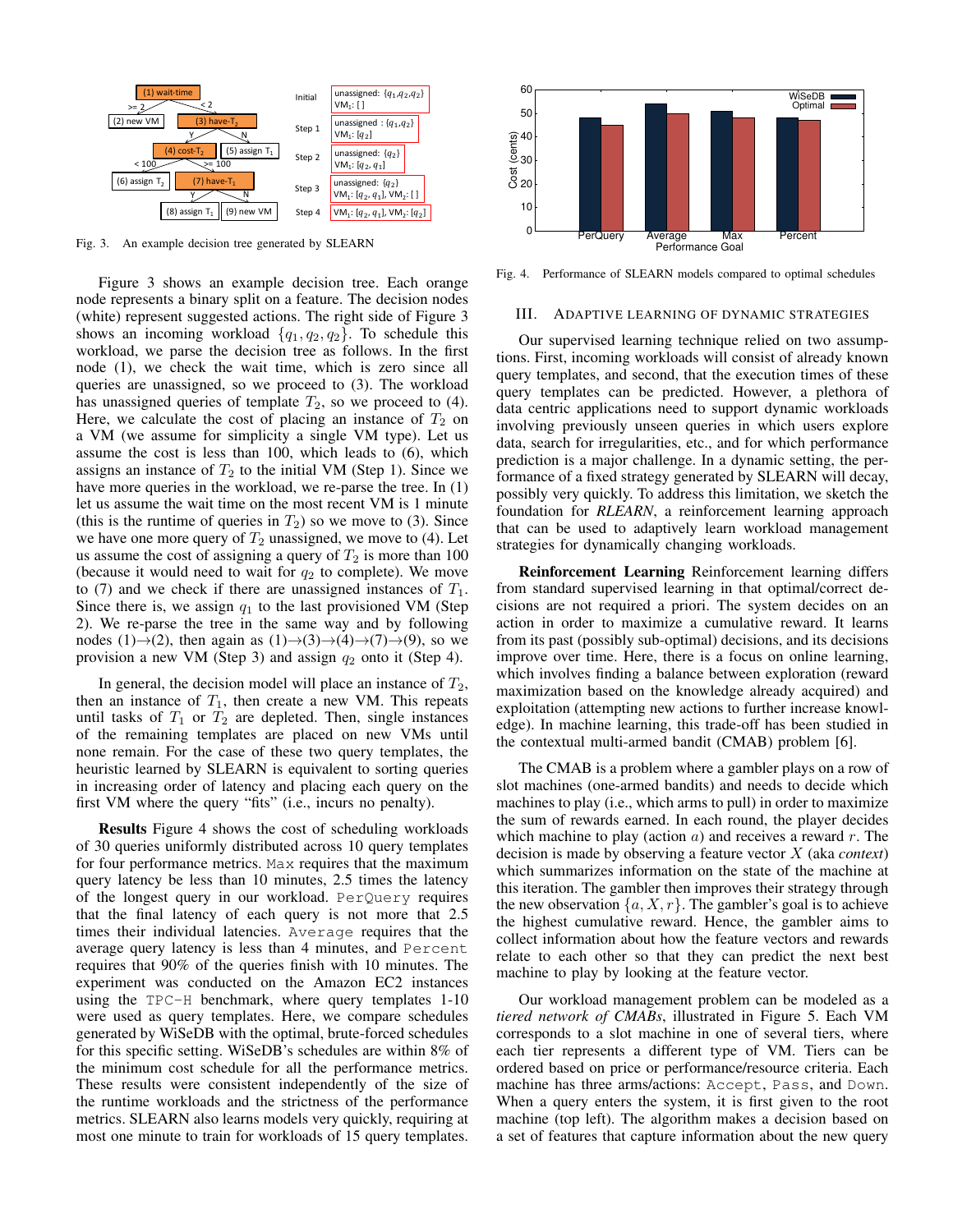(1) wait-time

>= 2

< 2

(2) new VM

(3) have-$T_2$

Y

N

(4) cost-$T_2$

(5) assign $T_1$

< 100

>= 100

(6) assign $T_2$

(7) have-$T_1$

Y

N

(8) assign $T_1$

(9) new VM

Initial

unassigned: $\{q_1,q_2,q_2\}$
VM$_1$: [ ]

Step 1

unassigned : $\{q_1,q_2\}$
VM$_1$: $[q_2]$

Step 2

unassigned: $\{q_2\}$
VM$_1$: $[q_2, q_1]$

Step 3

unassigned: $\{q_2\}$
VM$_1$: $[q_2, q_1]$, VM$_2$: [ ]

Step 4

VM$_1$: $[q_2, q_1]$, VM$_2$: $[q_2]$

Fig. 3. An example decision tree generated by SLEARN

Figure 3 shows an example decision tree. Each orange node represents a binary split on a feature. The decision nodes (white) represent suggested actions. The right side of Figure 3 shows an incoming workload $\{q_1, q_2, q_2\}$. To schedule this workload, we parse the decision tree as follows. In the first node (1), we check the wait time, which is zero since all queries are unassigned, so we proceed to (3). The workload has unassigned queries of template $T_2$, so we proceed to (4). Here, we calculate the cost of placing an instance of $T_2$ on a VM (we assume for simplicity a single VM type). Let us assume the cost is less than 100, which leads to (6), which assigns an instance of $T_2$ to the initial VM (Step 1). Since we have more queries in the workload, we re-parse the tree. In (1) let us assume the wait time on the most recent VM is 1 minute (this is the runtime of queries in $T_2$) so we move to (3). Since we have one more query of $T_2$ unassigned, we move to (4). Let us assume the cost of assigning a query of $T_2$ is more than 100 (because it would need to wait for $q_2$ to complete). We move to (7) and we check if there are unassigned instances of $T_1$. Since there is, we assign $q_1$ to the last provisioned VM (Step 2). We re-parse the tree in the same way and by following nodes (1)→(2), then again as (1)→(3)→(4)→(7)→(9), so we provision a new VM (Step 3) and assign $q_2$ onto it (Step 4).

In general, the decision model will place an instance of $T_2$, then an instance of $T_1$, then create a new VM. This repeats until tasks of $T_1$ or $T_2$ are depleted. Then, single instances of the remaining templates are placed on new VMs until none remain. For the case of these two query templates, the heuristic learned by SLEARN is equivalent to sorting queries in increasing order of latency and placing each query on the first VM where the query "fits" (i.e., incurs no penalty).

**Results** Figure 4 shows the cost of scheduling workloads of 30 queries uniformly distributed across 10 query templates for four performance metrics. `Max` requires that the maximum query latency be less than 10 minutes, 2.5 times the latency of the longest query in our workload. `PerQuery` requires that the final latency of each query is not more that 2.5 times their individual latencies. `Average` requires that the average query latency is less than 4 minutes, and `Percent` requires that 90% of the queries finish with 10 minutes. The experiment was conducted on the Amazon EC2 instances using the `TPC-H` benchmark, where query templates 1-10 were used as query templates. Here, we compare schedules generated by WiSeDB with the optimal, brute-forced schedules for this specific setting. WiSeDB's schedules are within 8% of the minimum cost schedule for all the performance metrics. These results were consistent independently of the size of the runtime workloads and the strictness of the performance metrics. SLEARN also learns models very quickly, requiring at most one minute to train for workloads of 15 query templates.

60
50
40
30
20
10
0
Cost (cents)
WiSeDB
Optimal
PerQuery
Average
Max
Percent
Performance Goal

Fig. 4. Performance of SLEARN models compared to optimal schedules

## III. Adaptive Learning of Dynamic Strategies

Our supervised learning technique relied on two assumptions. First, incoming workloads will consist of already known query templates, and second, that the execution times of these query templates can be predicted. However, a plethora of data centric applications need to support dynamic workloads involving previously unseen queries in which users explore data, search for irregularities, etc., and for which performance prediction is a major challenge. In a dynamic setting, the performance of a fixed strategy generated by SLEARN will decay, possibly very quickly. To address this limitation, we sketch the foundation for ***RLEARN***, a reinforcement learning approach that can be used to adaptively learn workload management strategies for dynamically changing workloads.

**Reinforcement Learning** Reinforcement learning differs from standard supervised learning in that optimal/correct decisions are not required a priori. The system decides on an action in order to maximize a cumulative reward. It learns from its past (possibly sub-optimal) decisions, and its decisions improve over time. Here, there is a focus on online learning, which involves finding a balance between exploration (reward maximization based on the knowledge already acquired) and exploitation (attempting new actions to further increase knowledge). In machine learning, this trade-off has been studied in the contextual multi-armed bandit (CMAB) problem [6].

The CMAB is a problem where a gambler plays on a row of slot machines (one-armed bandits) and needs to decide which machines to play (i.e., which arms to pull) in order to maximize the sum of rewards earned. In each round, the player decides which machine to play (action $a$) and receives a reward $r$. The decision is made by observing a feature vector $X$ (aka *context*) which summarizes information on the state of the machine at this iteration. The gambler then improves their strategy through the new observation $\{a, X, r\}$. The gambler's goal is to achieve the highest cumulative reward. Hence, the gambler aims to collect information about how the feature vectors and rewards relate to each other so that they can predict the next best machine to play by looking at the feature vector.

Our workload management problem can be modeled as a *tiered network of CMABs*, illustrated in Figure 5. Each VM corresponds to a slot machine in one of several tiers, where each tier represents a different type of VM. Tiers can be ordered based on price or performance/resource criteria. Each machine has three arms/actions: `Accept`, `Pass`, and `Down`. When a query enters the system, it is first given to the root machine (top left). The algorithm makes a decision based on a set of features that capture information about the new query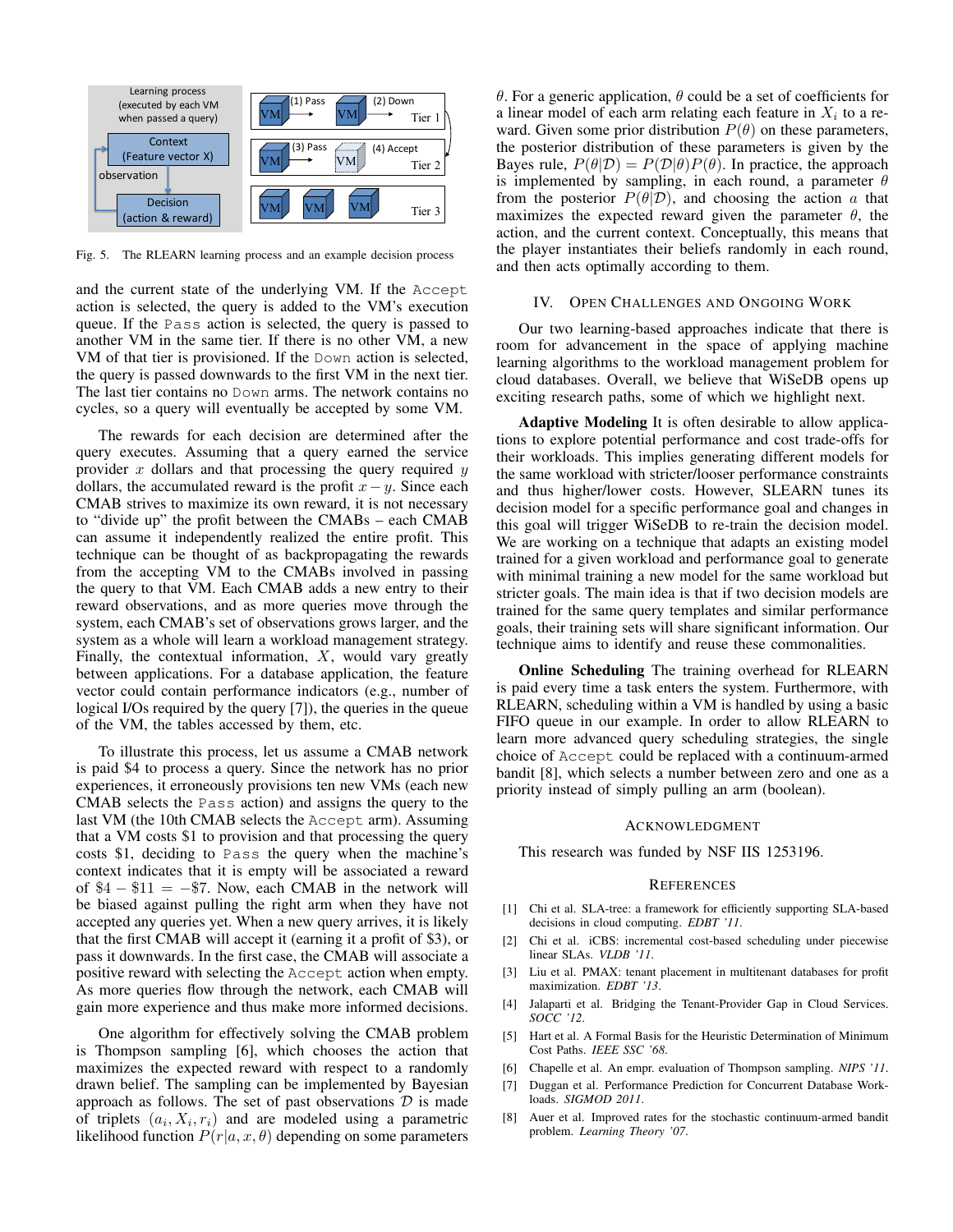Learning process (executed by each VM when passed a query)

Context (Feature vector X)

observation

Decision (action & reward)

(1) Pass

(2) Down

Tier 1

(3) Pass

(4) Accept

Tier 2

Tier 3

Fig. 5. The RLEARN learning process and an example decision process

and the current state of the underlying VM. If the `Accept` action is selected, the query is added to the VM's execution queue. If the `Pass` action is selected, the query is passed to another VM in the same tier. If there is no other VM, a new VM of that tier is provisioned. If the `Down` action is selected, the query is passed downwards to the first VM in the next tier. The last tier contains no `Down` arms. The network contains no cycles, so a query will eventually be accepted by some VM.

The rewards for each decision are determined after the query executes. Assuming that a query earned the service provider $x$ dollars and that processing the query required $y$ dollars, the accumulated reward is the profit $x - y$. Since each CMAB strives to maximize its own reward, it is not necessary to "divide up" the profit between the CMABs – each CMAB can assume it independently realized the entire profit. This technique can be thought of as backpropagating the rewards from the accepting VM to the CMABs involved in passing the query to that VM. Each CMAB adds a new entry to their reward observations, and as more queries move through the system, each CMAB's set of observations grows larger, and the system as a whole will learn a workload management strategy. Finally, the contextual information, $X$, would vary greatly between applications. For a database application, the feature vector could contain performance indicators (e.g., number of logical I/Os required by the query [7]), the queries in the queue of the VM, the tables accessed by them, etc.

To illustrate this process, let us assume a CMAB network is paid \$4 to process a query. Since the network has no prior experiences, it erroneously provisions ten new VMs (each new CMAB selects the `Pass` action) and assigns the query to the last VM (the 10th CMAB selects the `Accept` arm). Assuming that a VM costs \$1 to provision and that processing the query costs \$1, deciding to `Pass` the query when the machine's context indicates that it is empty will be associated a reward of $\$4 - \$11 = -\$7$. Now, each CMAB in the network will be biased against pulling the right arm when they have not accepted any queries yet. When a new query arrives, it is likely that the first CMAB will accept it (earning it a profit of \$3), or pass it downwards. In the first case, the CMAB will associate a positive reward with selecting the `Accept` action when empty. As more queries flow through the network, each CMAB will gain more experience and thus make more informed decisions.

One algorithm for effectively solving the CMAB problem is Thompson sampling [6], which chooses the action that maximizes the expected reward with respect to a randomly drawn belief. The sampling can be implemented by Bayesian approach as follows. The set of past observations $\mathcal{D}$ is made of triplets $(a_i, X_i, r_i)$ and are modeled using a parametric likelihood function $P(r|a, x, \theta)$ depending on some parameters $\theta$. For a generic application, $\theta$ could be a set of coefficients for a linear model of each arm relating each feature in $X_i$ to a reward. Given some prior distribution $P(\theta)$ on these parameters, the posterior distribution of these parameters is given by the Bayes rule, $P(\theta|\mathcal{D}) = P(\mathcal{D}|\theta)P(\theta)$. In practice, the approach is implemented by sampling, in each round, a parameter $\theta$ from the posterior $P(\theta|\mathcal{D})$, and choosing the action $a$ that maximizes the expected reward given the parameter $\theta$, the action, and the current context. Conceptually, this means that the player instantiates their beliefs randomly in each round, and then acts optimally according to them.

## IV. Open Challenges and Ongoing Work

Our two learning-based approaches indicate that there is room for advancement in the space of applying machine learning algorithms to the workload management problem for cloud databases. Overall, we believe that WiSeDB opens up exciting research paths, some of which we highlight next.

**Adaptive Modeling** It is often desirable to allow applications to explore potential performance and cost trade-offs for their workloads. This implies generating different models for the same workload with stricter/looser performance constraints and thus higher/lower costs. However, SLEARN tunes its decision model for a specific performance goal and changes in this goal will trigger WiSeDB to re-train the decision model. We are working on a technique that adapts an existing model trained for a given workload and performance goal to generate with minimal training a new model for the same workload but stricter goals. The main idea is that if two decision models are trained for the same query templates and similar performance goals, their training sets will share significant information. Our technique aims to identify and reuse these commonalities.

**Online Scheduling** The training overhead for RLEARN is paid every time a task enters the system. Furthermore, with RLEARN, scheduling within a VM is handled by using a basic FIFO queue in our example. In order to allow RLEARN to learn more advanced query scheduling strategies, the single choice of `Accept` could be replaced with a continuum-armed bandit [8], which selects a number between zero and one as a priority instead of simply pulling an arm (boolean).

## Acknowledgment

This research was funded by NSF IIS 1253196.

## References

[1] Chi et al. SLA-tree: a framework for efficiently supporting SLA-based decisions in cloud computing. *EDBT '11*.

[2] Chi et al. iCBS: incremental cost-based scheduling under piecewise linear SLAs. *VLDB '11*.

[3] Liu et al. PMAX: tenant placement in multitenant databases for profit maximization. *EDBT '13*.

[4] Jalaparti et al. Bridging the Tenant-Provider Gap in Cloud Services. *SOCC '12*.

[5] Hart et al. A Formal Basis for the Heuristic Determination of Minimum Cost Paths. *IEEE SSC '68*.

[6] Chapelle et al. An empr. evaluation of Thompson sampling. *NIPS '11*.

[7] Duggan et al. Performance Prediction for Concurrent Database Workloads. *SIGMOD 2011*.

[8] Auer et al. Improved rates for the stochastic continuum-armed bandit problem. *Learning Theory '07*.